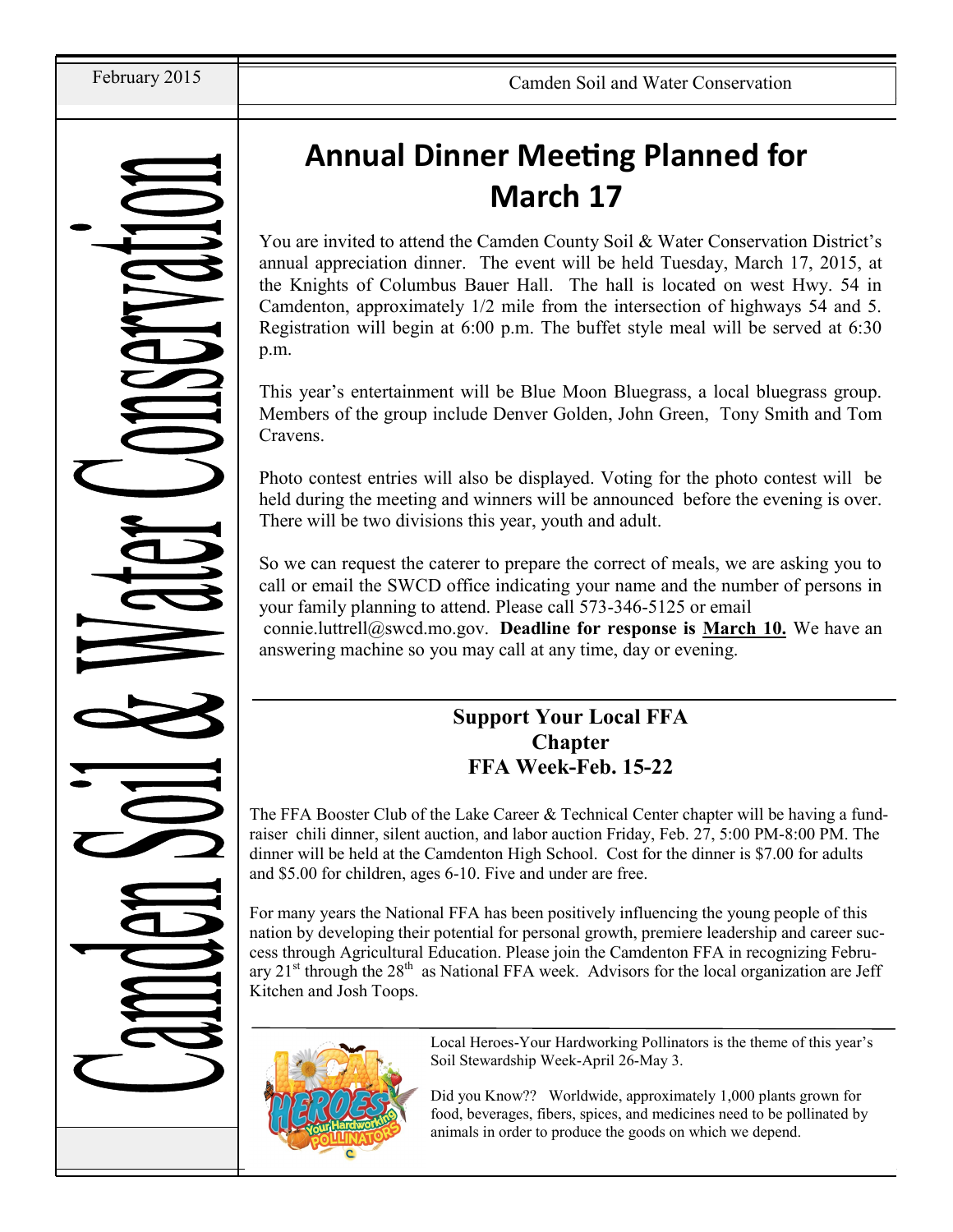# Camden Soil & Water Conservation

## Annual Dinner Meeting Planned for March 17

You are invited to attend the Camden County Soil & Water Conservation District's annual appreciation dinner. The event will be held Tuesday, March 17, 2015, at the Knights of Columbus Bauer Hall. The hall is located on west Hwy. 54 in Camdenton, approximately 1/2 mile from the intersection of highways 54 and 5. Registration will begin at 6:00 p.m. The buffet style meal will be served at 6:30 p.m.

This year's entertainment will be Blue Moon Bluegrass, a local bluegrass group. Members of the group include Denver Golden, John Green, Tony Smith and Tom Cravens.

Photo contest entries will also be displayed. Voting for the photo contest will be held during the meeting and winners will be announced before the evening is over. There will be two divisions this year, youth and adult.

So we can request the caterer to prepare the correct of meals, we are asking you to call or email the SWCD office indicating your name and the number of persons in your family planning to attend. Please call 573-346-5125 or email connie.luttrell@swcd.mo.gov. **Deadline for response is <u>March 10.</u>** We have an answering machine so you may call at any time, day or evening.

## Support Your Local FFA Chapter FFA Week-Feb. 15-22

The FFA Booster Club of the Lake Career & Technical Center chapter will be having a fund-raiser chili dinner, silent auction, and labor auction Friday, Feb. 27, 5:00 PM-8:00 PM. The dinner will be held at the Camdenton High School. Cost for the dinner is $7.00 for adults and $5.00 for children, ages 6-10. Five and under are free.

For many years the National FFA has been positively influencing the young people of this nation by developing their potential for personal growth, premiere leadership and career success through Agricultural Education. Please join the Camdenton FFA in recognizing February 21st through the 28th as National FFA week. Advisors for the local organization are Jeff Kitchen and Josh Toops.

Local Heroes-Your Hardworking Pollinators is the theme of this year's Soil Stewardship Week-April 26-May 3.

Did you Know?? Worldwide, approximately 1,000 plants grown for food, beverages, fibers, spices, and medicines need to be pollinated by animals in order to produce the goods on which we depend.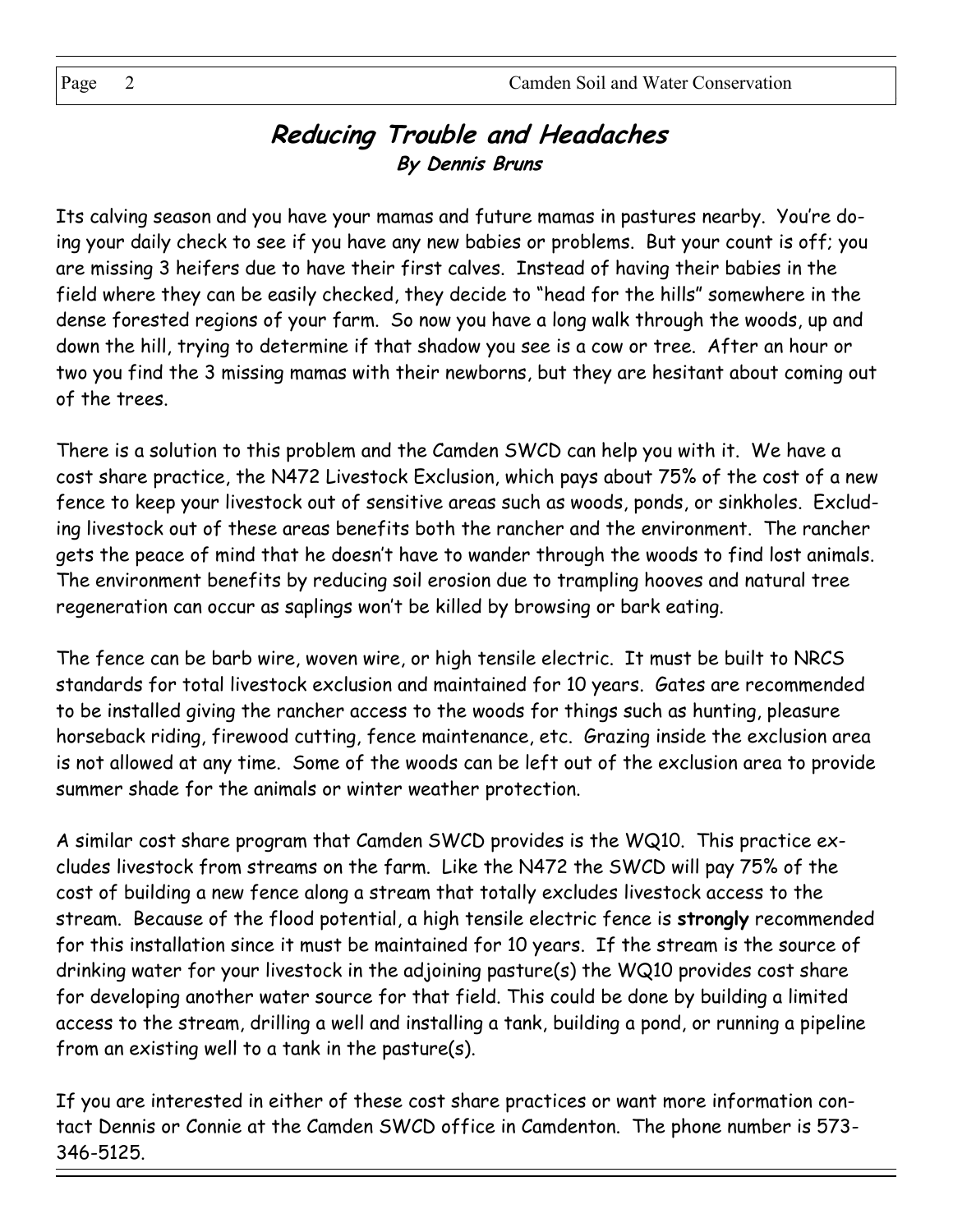## *Reducing Trouble and Headaches*

### *By Dennis Bruns*

Its calving season and you have your mamas and future mamas in pastures nearby. You're doing your daily check to see if you have any new babies or problems. But your count is off; you are missing 3 heifers due to have their first calves. Instead of having their babies in the field where they can be easily checked, they decide to "head for the hills" somewhere in the dense forested regions of your farm. So now you have a long walk through the woods, up and down the hill, trying to determine if that shadow you see is a cow or tree. After an hour or two you find the 3 missing mamas with their newborns, but they are hesitant about coming out of the trees.

There is a solution to this problem and the Camden SWCD can help you with it. We have a cost share practice, the N472 Livestock Exclusion, which pays about 75% of the cost of a new fence to keep your livestock out of sensitive areas such as woods, ponds, or sinkholes. Excluding livestock out of these areas benefits both the rancher and the environment. The rancher gets the peace of mind that he doesn't have to wander through the woods to find lost animals. The environment benefits by reducing soil erosion due to trampling hooves and natural tree regeneration can occur as saplings won't be killed by browsing or bark eating.

The fence can be barb wire, woven wire, or high tensile electric. It must be built to NRCS standards for total livestock exclusion and maintained for 10 years. Gates are recommended to be installed giving the rancher access to the woods for things such as hunting, pleasure horseback riding, firewood cutting, fence maintenance, etc. Grazing inside the exclusion area is not allowed at any time. Some of the woods can be left out of the exclusion area to provide summer shade for the animals or winter weather protection.

A similar cost share program that Camden SWCD provides is the WQ10. This practice excludes livestock from streams on the farm. Like the N472 the SWCD will pay 75% of the cost of building a new fence along a stream that totally excludes livestock access to the stream. Because of the flood potential, a high tensile electric fence is **strongly** recommended for this installation since it must be maintained for 10 years. If the stream is the source of drinking water for your livestock in the adjoining pasture(s) the WQ10 provides cost share for developing another water source for that field. This could be done by building a limited access to the stream, drilling a well and installing a tank, building a pond, or running a pipeline from an existing well to a tank in the pasture(s).

If you are interested in either of these cost share practices or want more information contact Dennis or Connie at the Camden SWCD office in Camdenton. The phone number is 573-346-5125.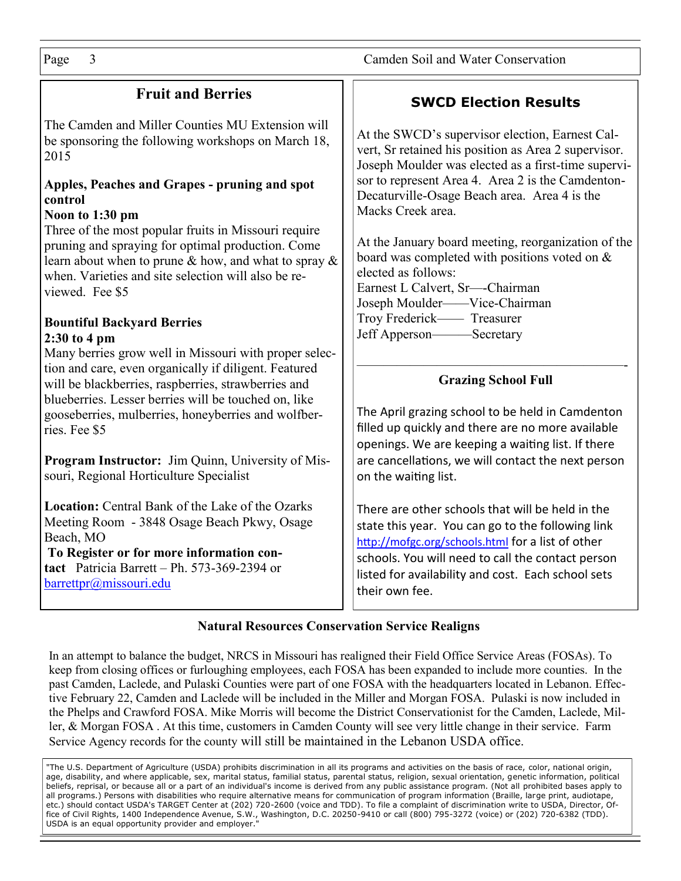## Fruit and Berries

The Camden and Miller Counties MU Extension will be sponsoring the following workshops on March 18, 2015

**Apples, Peaches and Grapes - pruning and spot control**
**Noon to 1:30 pm**
Three of the most popular fruits in Missouri require pruning and spraying for optimal production. Come learn about when to prune & how, and what to spray & when. Varieties and site selection will also be reviewed. Fee $5

**Bountiful Backyard Berries**
**2:30 to 4 pm**
Many berries grow well in Missouri with proper selection and care, even organically if diligent. Featured will be blackberries, raspberries, strawberries and blueberries. Lesser berries will be touched on, like gooseberries, mulberries, honeyberries and wolfberries. Fee $5

**Program Instructor:** Jim Quinn, University of Missouri, Regional Horticulture Specialist

**Location:** Central Bank of the Lake of the Ozarks Meeting Room - 3848 Osage Beach Pkwy, Osage Beach, MO
**To Register or for more information contact** Patricia Barrett – Ph. 573-369-2394 or barrettpr@missouri.edu

## SWCD Election Results

At the SWCD's supervisor election, Earnest Calvert, Sr retained his position as Area 2 supervisor. Joseph Moulder was elected as a first-time supervisor to represent Area 4. Area 2 is the Camdenton-Decaturville-Osage Beach area. Area 4 is the Macks Creek area.

At the January board meeting, reorganization of the board was completed with positions voted on & elected as follows:
Earnest L Calvert, Sr—-Chairman
Joseph Moulder——Vice-Chairman
Troy Frederick—— Treasurer
Jeff Apperson———Secretary

### Grazing School Full

The April grazing school to be held in Camdenton filled up quickly and there are no more available openings. We are keeping a waiting list. If there are cancellations, we will contact the next person on the waiting list.

There are other schools that will be held in the state this year. You can go to the following link http://mofgc.org/schools.html for a list of other schools. You will need to call the contact person listed for availability and cost. Each school sets their own fee.

### Natural Resources Conservation Service Realigns

In an attempt to balance the budget, NRCS in Missouri has realigned their Field Office Service Areas (FOSAs). To keep from closing offices or furloughing employees, each FOSA has been expanded to include more counties. In the past Camden, Laclede, and Pulaski Counties were part of one FOSA with the headquarters located in Lebanon. Effective February 22, Camden and Laclede will be included in the Miller and Morgan FOSA. Pulaski is now included in the Phelps and Crawford FOSA. Mike Morris will become the District Conservationist for the Camden, Laclede, Miller, & Morgan FOSA . At this time, customers in Camden County will see very little change in their service. Farm Service Agency records for the county will still be maintained in the Lebanon USDA office.

"The U.S. Department of Agriculture (USDA) prohibits discrimination in all its programs and activities on the basis of race, color, national origin, age, disability, and where applicable, sex, marital status, familial status, parental status, religion, sexual orientation, genetic information, political beliefs, reprisal, or because all or a part of an individual's income is derived from any public assistance program. (Not all prohibited bases apply to all programs.) Persons with disabilities who require alternative means for communication of program information (Braille, large print, audiotape, etc.) should contact USDA's TARGET Center at (202) 720-2600 (voice and TDD). To file a complaint of discrimination write to USDA, Director, Office of Civil Rights, 1400 Independence Avenue, S.W., Washington, D.C. 20250-9410 or call (800) 795-3272 (voice) or (202) 720-6382 (TDD). USDA is an equal opportunity provider and employer."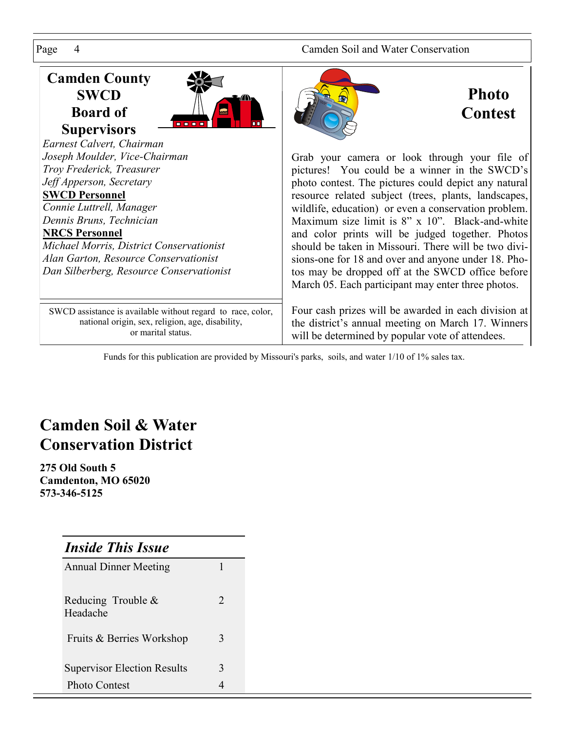## Camden County SWCD Board of Supervisors

*Earnest Calvert, Chairman*
*Joseph Moulder, Vice-Chairman*
*Troy Frederick, Treasurer*
*Jeff Apperson, Secretary*

**SWCD Personnel**

*Connie Luttrell, Manager*
*Dennis Bruns, Technician*

**NRCS Personnel**

*Michael Morris, District Conservationist*
*Alan Garton, Resource Conservationist*
*Dan Silberberg, Resource Conservationist*

SWCD assistance is available without regard to race, color, national origin, sex, religion, age, disability, or marital status.

## Photo Contest

Grab your camera or look through your file of pictures! You could be a winner in the SWCD's photo contest. The pictures could depict any natural resource related subject (trees, plants, landscapes, wildlife, education) or even a conservation problem. Maximum size limit is 8" x 10". Black-and-white and color prints will be judged together. Photos should be taken in Missouri. There will be two divisions-one for 18 and over and anyone under 18. Photos may be dropped off at the SWCD office before March 05. Each participant may enter three photos.

Four cash prizes will be awarded in each division at the district's annual meeting on March 17. Winners will be determined by popular vote of attendees.

Funds for this publication are provided by Missouri's parks, soils, and water 1/10 of 1% sales tax.

## Camden Soil & Water Conservation District

**275 Old South 5**
**Camdenton, MO 65020**
**573-346-5125**

### *Inside This Issue*

| | |
|---|---|
| Annual Dinner Meeting | 1 |
| Reducing Trouble & Headache | 2 |
| Fruits & Berries Workshop | 3 |
| Supervisor Election Results | 3 |
| Photo Contest | 4 |